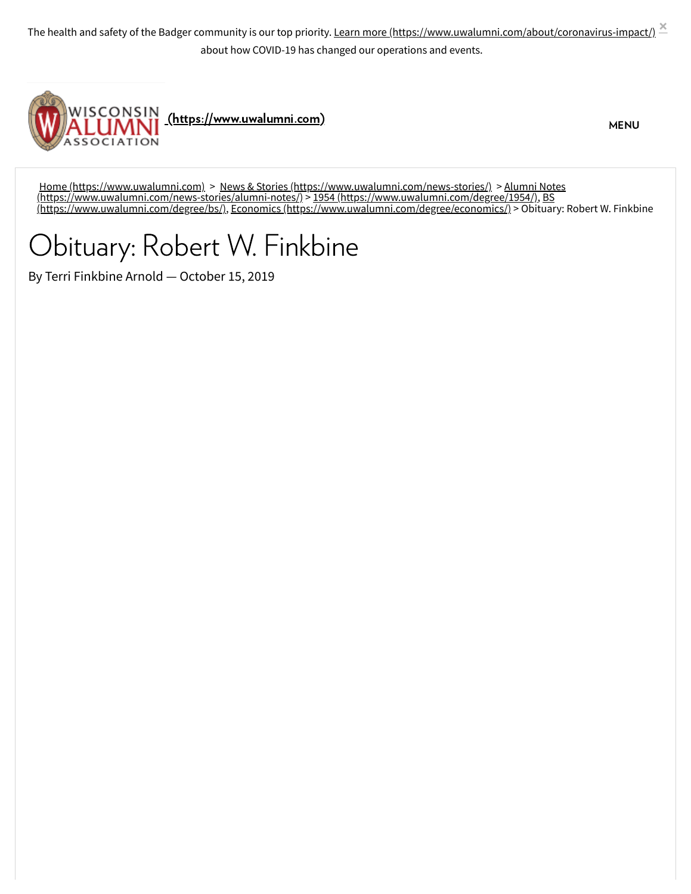The health and safety of the Badger community is our top priority. [Learn more (https://www.uwalumni.com/about/coronavirus-impact/)](https://www.uwalumni.com/about/coronavirus-impact/) about how COVID-19 has changed our operations and events.

[(https://www.uwalumni.com)](https://www.uwalumni.com)

MENU

[Home (https://www.uwalumni.com)](https://www.uwalumni.com) > [News & Stories (https://www.uwalumni.com/news-stories/)](https://www.uwalumni.com/news-stories/) > [Alumni Notes (https://www.uwalumni.com/news-stories/alumni-notes/)](https://www.uwalumni.com/news-stories/alumni-notes/) > [1954 (https://www.uwalumni.com/degree/1954/)](https://www.uwalumni.com/degree/1954/), [BS (https://www.uwalumni.com/degree/bs/)](https://www.uwalumni.com/degree/bs/), [Economics (https://www.uwalumni.com/degree/economics/)](https://www.uwalumni.com/degree/economics/) > Obituary: Robert W. Finkbine

# Obituary: Robert W. Finkbine

By Terri Finkbine Arnold — October 15, 2019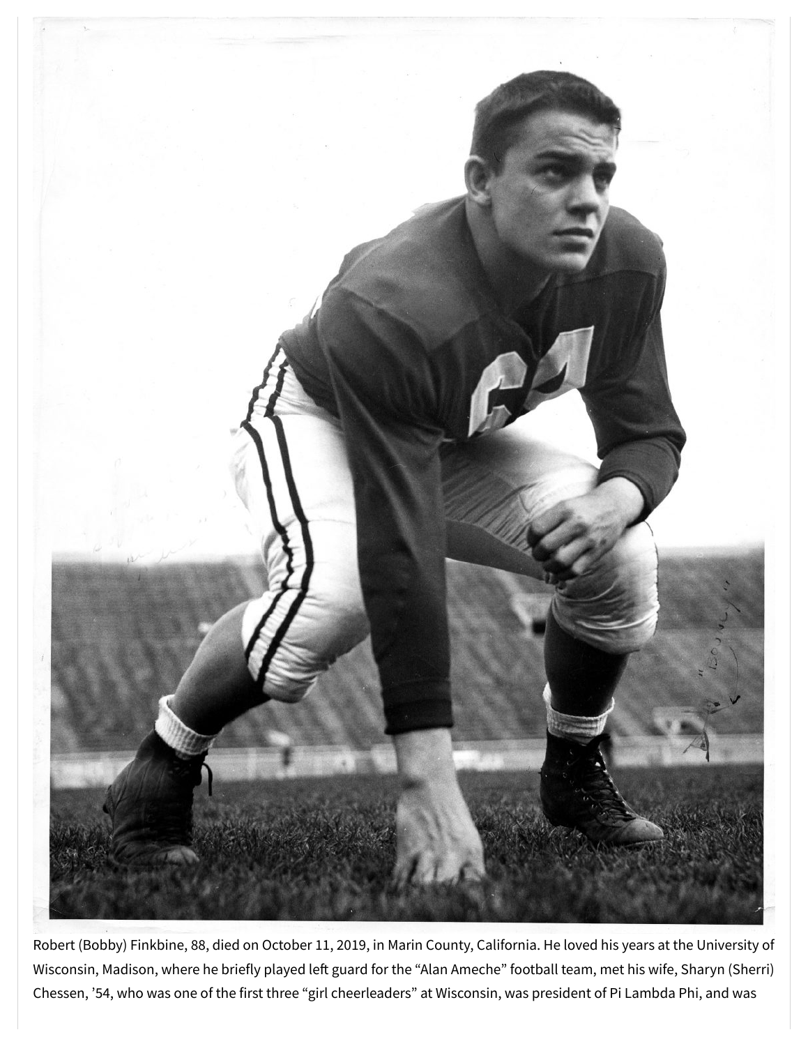Robert (Bobby) Finkbine, 88, died on October 11, 2019, in Marin County, California. He loved his years at the University of Wisconsin, Madison, where he briefly played left guard for the "Alan Ameche" football team, met his wife, Sharyn (Sherri) Chessen, '54, who was one of the first three "girl cheerleaders" at Wisconsin, was president of Pi Lambda Phi, and was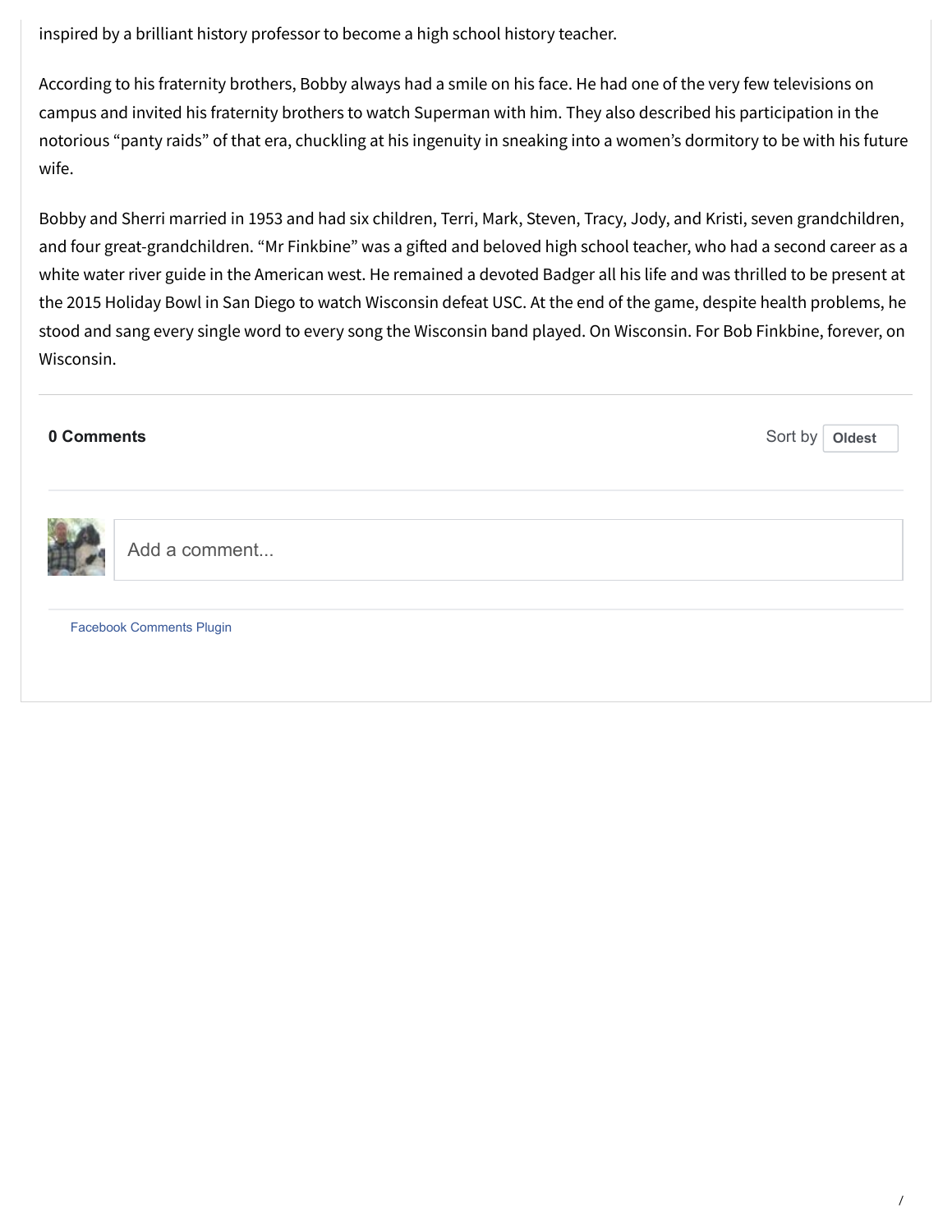inspired by a brilliant history professor to become a high school history teacher.

According to his fraternity brothers, Bobby always had a smile on his face. He had one of the very few televisions on campus and invited his fraternity brothers to watch Superman with him. They also described his participation in the notorious "panty raids" of that era, chuckling at his ingenuity in sneaking into a women's dormitory to be with his future wife.

Bobby and Sherri married in 1953 and had six children, Terri, Mark, Steven, Tracy, Jody, and Kristi, seven grandchildren, and four great-grandchildren. "Mr Finkbine" was a gifted and beloved high school teacher, who had a second career as a white water river guide in the American west. He remained a devoted Badger all his life and was thrilled to be present at the 2015 Holiday Bowl in San Diego to watch Wisconsin defeat USC. At the end of the game, despite health problems, he stood and sang every single word to every song the Wisconsin band played. On Wisconsin. For Bob Finkbine, forever, on Wisconsin.

**0 Comments** Sort by **Oldest**

Add a comment...

Facebook Comments Plugin